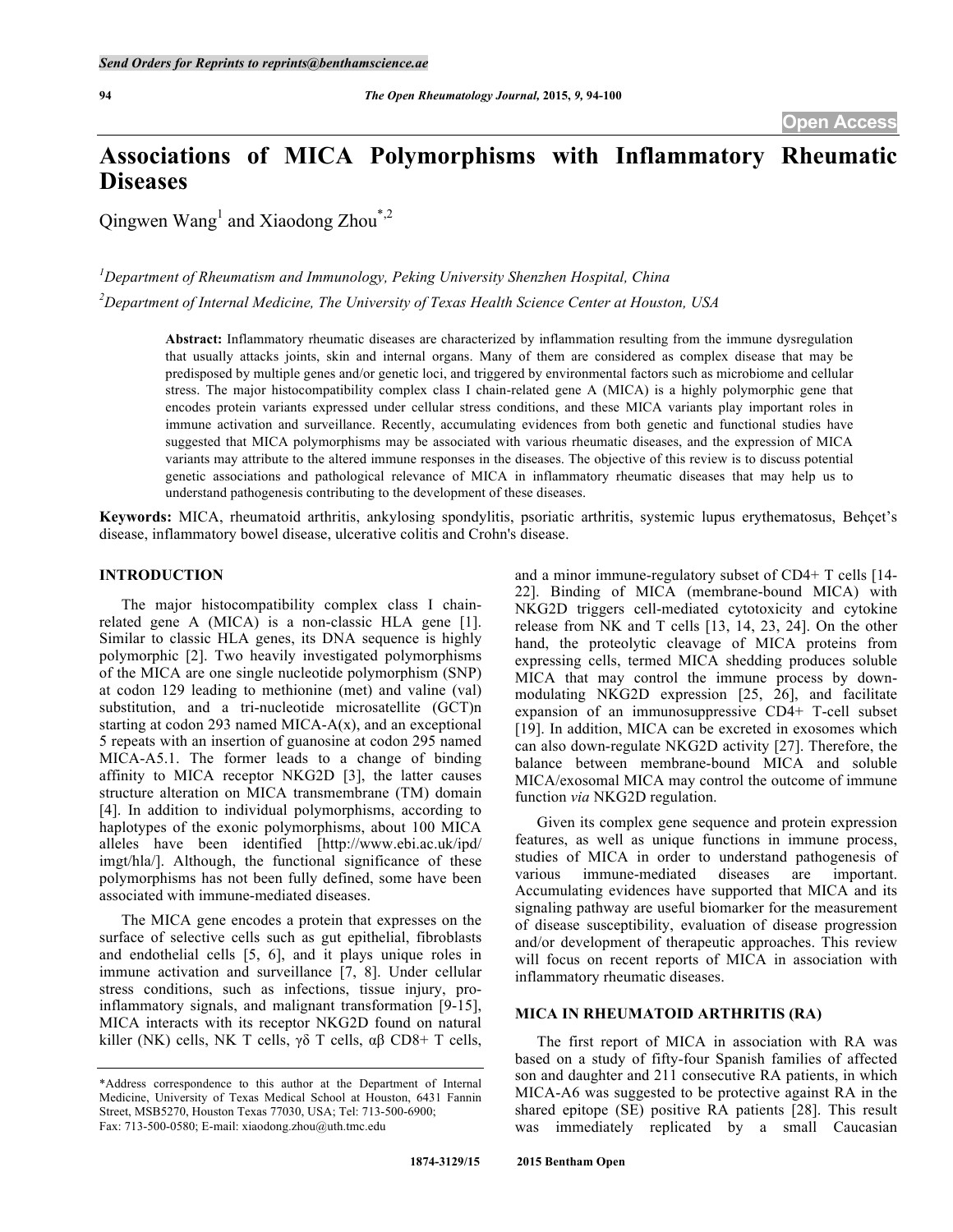# Associations of MICA Polymorphisms with Inflammatory Rheumatic Diseases

Qingwen Wang[1] and Xiaodong Zhou[*,2]

[1]Department of Rheumatism and Immunology, Peking University Shenzhen Hospital, China

[2]Department of Internal Medicine, The University of Texas Health Science Center at Houston, USA

**Abstract:** Inflammatory rheumatic diseases are characterized by inflammation resulting from the immune dysregulation that usually attacks joints, skin and internal organs. Many of them are considered as complex disease that may be predisposed by multiple genes and/or genetic loci, and triggered by environmental factors such as microbiome and cellular stress. The major histocompatibility complex class I chain-related gene A (MICA) is a highly polymorphic gene that encodes protein variants expressed under cellular stress conditions, and these MICA variants play important roles in immune activation and surveillance. Recently, accumulating evidences from both genetic and functional studies have suggested that MICA polymorphisms may be associated with various rheumatic diseases, and the expression of MICA variants may attribute to the altered immune responses in the diseases. The objective of this review is to discuss potential genetic associations and pathological relevance of MICA in inflammatory rheumatic diseases that may help us to understand pathogenesis contributing to the development of these diseases.

**Keywords:** MICA, rheumatoid arthritis, ankylosing spondylitis, psoriatic arthritis, systemic lupus erythematosus, Behçet's disease, inflammatory bowel disease, ulcerative colitis and Crohn's disease.

## INTRODUCTION

The major histocompatibility complex class I chain-related gene A (MICA) is a non-classic HLA gene [1]. Similar to classic HLA genes, its DNA sequence is highly polymorphic [2]. Two heavily investigated polymorphisms of the MICA are one single nucleotide polymorphism (SNP) at codon 129 leading to methionine (met) and valine (val) substitution, and a tri-nucleotide microsatellite (GCT)n starting at codon 293 named MICA-A(x), and an exceptional 5 repeats with an insertion of guanosine at codon 295 named MICA-A5.1. The former leads to a change of binding affinity to MICA receptor NKG2D [3], the latter causes structure alteration on MICA transmembrane (TM) domain [4]. In addition to individual polymorphisms, according to haplotypes of the exonic polymorphisms, about 100 MICA alleles have been identified [http://www.ebi.ac.uk/ipd/imgt/hla/]. Although, the functional significance of these polymorphisms has not been fully defined, some have been associated with immune-mediated diseases.

The MICA gene encodes a protein that expresses on the surface of selective cells such as gut epithelial, fibroblasts and endothelial cells [5, 6], and it plays unique roles in immune activation and surveillance [7, 8]. Under cellular stress conditions, such as infections, tissue injury, pro-inflammatory signals, and malignant transformation [9-15], MICA interacts with its receptor NKG2D found on natural killer (NK) cells, NK T cells, γδ T cells, αβ CD8+ T cells, and a minor immune-regulatory subset of CD4+ T cells [14-22]. Binding of MICA (membrane-bound MICA) with NKG2D triggers cell-mediated cytotoxicity and cytokine release from NK and T cells [13, 14, 23, 24]. On the other hand, the proteolytic cleavage of MICA proteins from expressing cells, termed MICA shedding produces soluble MICA that may control the immune process by down-modulating NKG2D expression [25, 26], and facilitate expansion of an immunosuppressive CD4+ T-cell subset [19]. In addition, MICA can be excreted in exosomes which can also down-regulate NKG2D activity [27]. Therefore, the balance between membrane-bound MICA and soluble MICA/exosomal MICA may control the outcome of immune function *via* NKG2D regulation.

Given its complex gene sequence and protein expression features, as well as unique functions in immune process, studies of MICA in order to understand pathogenesis of various immune-mediated diseases are important. Accumulating evidences have supported that MICA and its signaling pathway are useful biomarker for the measurement of disease susceptibility, evaluation of disease progression and/or development of therapeutic approaches. This review will focus on recent reports of MICA in association with inflammatory rheumatic diseases.

## MICA IN RHEUMATOID ARTHRITIS (RA)

The first report of MICA in association with RA was based on a study of fifty-four Spanish families of affected son and daughter and 211 consecutive RA patients, in which MICA-A6 was suggested to be protective against RA in the shared epitope (SE) positive RA patients [28]. This result was immediately replicated by a small Caucasian

*Address correspondence to this author at the Department of Internal Medicine, University of Texas Medical School at Houston, 6431 Fannin Street, MSB5270, Houston Texas 77030, USA; Tel: 713-500-6900; Fax: 713-500-0580; E-mail: xiaodong.zhou@uth.tmc.edu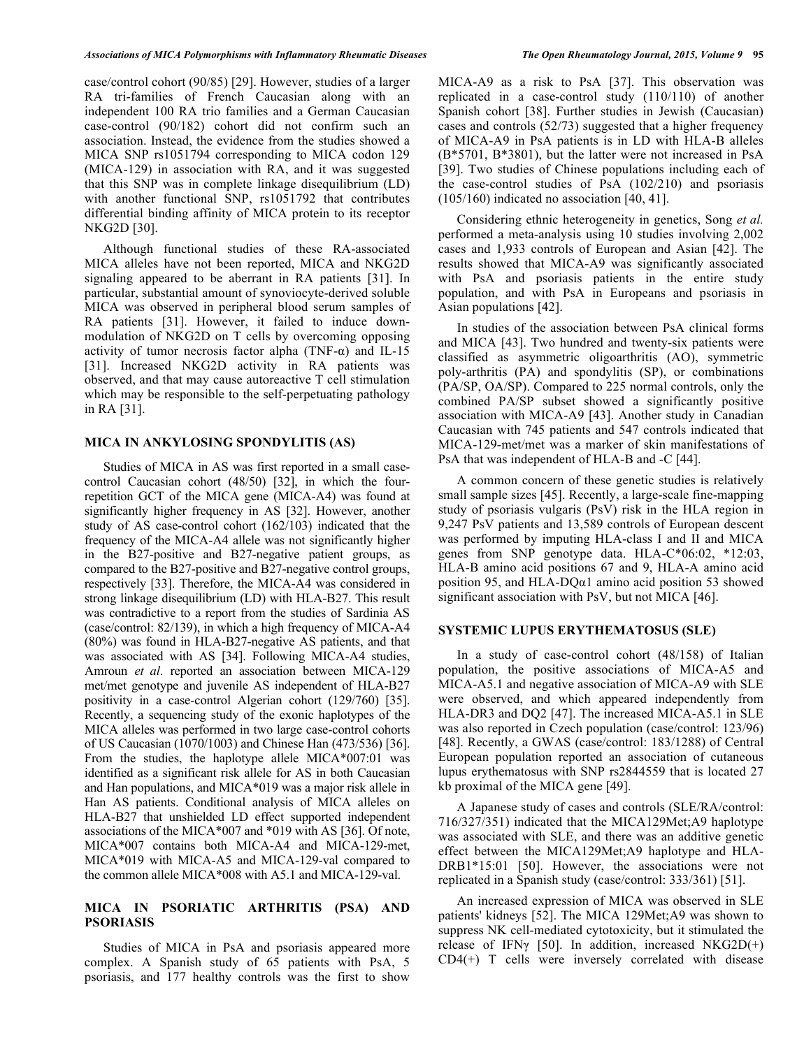case/control cohort (90/85) [29]. However, studies of a larger RA tri-families of French Caucasian along with an independent 100 RA trio families and a German Caucasian case-control (90/182) cohort did not confirm such an association. Instead, the evidence from the studies showed a MICA SNP rs1051794 corresponding to MICA codon 129 (MICA-129) in association with RA, and it was suggested that this SNP was in complete linkage disequilibrium (LD) with another functional SNP, rs1051792 that contributes differential binding affinity of MICA protein to its receptor NKG2D [30].

Although functional studies of these RA-associated MICA alleles have not been reported, MICA and NKG2D signaling appeared to be aberrant in RA patients [31]. In particular, substantial amount of synoviocyte-derived soluble MICA was observed in peripheral blood serum samples of RA patients [31]. However, it failed to induce down-modulation of NKG2D on T cells by overcoming opposing activity of tumor necrosis factor alpha (TNF-α) and IL-15 [31]. Increased NKG2D activity in RA patients was observed, and that may cause autoreactive T cell stimulation which may be responsible to the self-perpetuating pathology in RA [31].

## MICA IN ANKYLOSING SPONDYLITIS (AS)

Studies of MICA in AS was first reported in a small case-control Caucasian cohort (48/50) [32], in which the four-repetition GCT of the MICA gene (MICA-A4) was found at significantly higher frequency in AS [32]. However, another study of AS case-control cohort (162/103) indicated that the frequency of the MICA-A4 allele was not significantly higher in the B27-positive and B27-negative patient groups, as compared to the B27-positive and B27-negative control groups, respectively [33]. Therefore, the MICA-A4 was considered in strong linkage disequilibrium (LD) with HLA-B27. This result was contradictive to a report from the studies of Sardinia AS (case/control: 82/139), in which a high frequency of MICA-A4 (80%) was found in HLA-B27-negative AS patients, and that was associated with AS [34]. Following MICA-A4 studies, Amroun *et al*. reported an association between MICA-129 met/met genotype and juvenile AS independent of HLA-B27 positivity in a case-control Algerian cohort (129/760) [35]. Recently, a sequencing study of the exonic haplotypes of the MICA alleles was performed in two large case-control cohorts of US Caucasian (1070/1003) and Chinese Han (473/536) [36]. From the studies, the haplotype allele MICA*007:01 was identified as a significant risk allele for AS in both Caucasian and Han populations, and MICA*019 was a major risk allele in Han AS patients. Conditional analysis of MICA alleles on HLA-B27 that unshielded LD effect supported independent associations of the MICA*007 and *019 with AS [36]. Of note, MICA*007 contains both MICA-A4 and MICA-129-met, MICA*019 with MICA-A5 and MICA-129-val compared to the common allele MICA*008 with A5.1 and MICA-129-val.

## MICA IN PSORIATIC ARTHRITIS (PSA) AND PSORIASIS

Studies of MICA in PsA and psoriasis appeared more complex. A Spanish study of 65 patients with PsA, 5 psoriasis, and 177 healthy controls was the first to show MICA-A9 as a risk to PsA [37]. This observation was replicated in a case-control study (110/110) of another Spanish cohort [38]. Further studies in Jewish (Caucasian) cases and controls (52/73) suggested that a higher frequency of MICA-A9 in PsA patients is in LD with HLA-B alleles (B*5701, B*3801), but the latter were not increased in PsA [39]. Two studies of Chinese populations including each of the case-control studies of PsA (102/210) and psoriasis (105/160) indicated no association [40, 41].

Considering ethnic heterogeneity in genetics, Song *et al.* performed a meta-analysis using 10 studies involving 2,002 cases and 1,933 controls of European and Asian [42]. The results showed that MICA-A9 was significantly associated with PsA and psoriasis patients in the entire study population, and with PsA in Europeans and psoriasis in Asian populations [42].

In studies of the association between PsA clinical forms and MICA [43]. Two hundred and twenty-six patients were classified as asymmetric oligoarthritis (AO), symmetric poly-arthritis (PA) and spondylitis (SP), or combinations (PA/SP, OA/SP). Compared to 225 normal controls, only the combined PA/SP subset showed a significantly positive association with MICA-A9 [43]. Another study in Canadian Caucasian with 745 patients and 547 controls indicated that MICA-129-met/met was a marker of skin manifestations of PsA that was independent of HLA-B and -C [44].

A common concern of these genetic studies is relatively small sample sizes [45]. Recently, a large-scale fine-mapping study of psoriasis vulgaris (PsV) risk in the HLA region in 9,247 PsV patients and 13,589 controls of European descent was performed by imputing HLA-class I and II and MICA genes from SNP genotype data. HLA-C*06:02, *12:03, HLA-B amino acid positions 67 and 9, HLA-A amino acid position 95, and HLA-DQα1 amino acid position 53 showed significant association with PsV, but not MICA [46].

## SYSTEMIC LUPUS ERYTHEMATOSUS (SLE)

In a study of case-control cohort (48/158) of Italian population, the positive associations of MICA-A5 and MICA-A5.1 and negative association of MICA-A9 with SLE were observed, and which appeared independently from HLA-DR3 and DQ2 [47]. The increased MICA-A5.1 in SLE was also reported in Czech population (case/control: 123/96) [48]. Recently, a GWAS (case/control: 183/1288) of Central European population reported an association of cutaneous lupus erythematosus with SNP rs2844559 that is located 27 kb proximal of the MICA gene [49].

A Japanese study of cases and controls (SLE/RA/control: 716/327/351) indicated that the MICA129Met;A9 haplotype was associated with SLE, and there was an additive genetic effect between the MICA129Met;A9 haplotype and HLA-DRB1*15:01 [50]. However, the associations were not replicated in a Spanish study (case/control: 333/361) [51].

An increased expression of MICA was observed in SLE patients' kidneys [52]. The MICA 129Met;A9 was shown to suppress NK cell-mediated cytotoxicity, but it stimulated the release of IFNγ [50]. In addition, increased NKG2D(+) CD4(+) T cells were inversely correlated with disease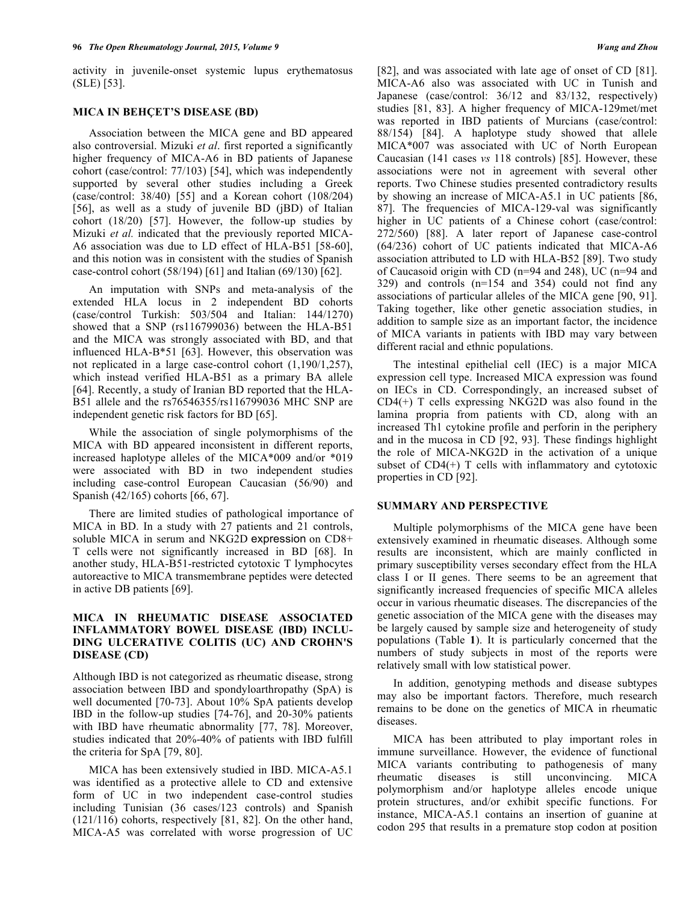activity in juvenile-onset systemic lupus erythematosus (SLE) [53].

## MICA IN BEHÇET'S DISEASE (BD)

Association between the MICA gene and BD appeared also controversial. Mizuki *et al*. first reported a significantly higher frequency of MICA-A6 in BD patients of Japanese cohort (case/control: 77/103) [54], which was independently supported by several other studies including a Greek (case/control: 38/40) [55] and a Korean cohort (108/204) [56], as well as a study of juvenile BD (jBD) of Italian cohort (18/20) [57]. However, the follow-up studies by Mizuki *et al.* indicated that the previously reported MICA-A6 association was due to LD effect of HLA-B51 [58-60], and this notion was in consistent with the studies of Spanish case-control cohort (58/194) [61] and Italian (69/130) [62].

An imputation with SNPs and meta-analysis of the extended HLA locus in 2 independent BD cohorts (case/control Turkish: 503/504 and Italian: 144/1270) showed that a SNP (rs116799036) between the HLA-B51 and the MICA was strongly associated with BD, and that influenced HLA-B*51 [63]. However, this observation was not replicated in a large case-control cohort (1,190/1,257), which instead verified HLA-B51 as a primary BA allele [64]. Recently, a study of Iranian BD reported that the HLA-B51 allele and the rs76546355/rs116799036 MHC SNP are independent genetic risk factors for BD [65].

While the association of single polymorphisms of the MICA with BD appeared inconsistent in different reports, increased haplotype alleles of the MICA*009 and/or *019 were associated with BD in two independent studies including case-control European Caucasian (56/90) and Spanish (42/165) cohorts [66, 67].

There are limited studies of pathological importance of MICA in BD. In a study with 27 patients and 21 controls, soluble MICA in serum and NKG2D expression on CD8+ T cells were not significantly increased in BD [68]. In another study, HLA-B51-restricted cytotoxic T lymphocytes autoreactive to MICA transmembrane peptides were detected in active DB patients [69].

## MICA IN RHEUMATIC DISEASE ASSOCIATED INFLAMMATORY BOWEL DISEASE (IBD) INCLUDING ULCERATIVE COLITIS (UC) AND CROHN'S DISEASE (CD)

Although IBD is not categorized as rheumatic disease, strong association between IBD and spondyloarthropathy (SpA) is well documented [70-73]. About 10% SpA patients develop IBD in the follow-up studies [74-76], and 20-30% patients with IBD have rheumatic abnormality [77, 78]. Moreover, studies indicated that 20%-40% of patients with IBD fulfill the criteria for SpA [79, 80].

MICA has been extensively studied in IBD. MICA-A5.1 was identified as a protective allele to CD and extensive form of UC in two independent case-control studies including Tunisian (36 cases/123 controls) and Spanish (121/116) cohorts, respectively [81, 82]. On the other hand, MICA-A5 was correlated with worse progression of UC [82], and was associated with late age of onset of CD [81]. MICA-A6 also was associated with UC in Tunish and Japanese (case/control: 36/12 and 83/132, respectively) studies [81, 83]. A higher frequency of MICA-129met/met was reported in IBD patients of Murcians (case/control: 88/154) [84]. A haplotype study showed that allele MICA*007 was associated with UC of North European Caucasian (141 cases *vs* 118 controls) [85]. However, these associations were not in agreement with several other reports. Two Chinese studies presented contradictory results by showing an increase of MICA-A5.1 in UC patients [86, 87]. The frequencies of MICA-129-val was significantly higher in UC patients of a Chinese cohort (case/control: 272/560) [88]. A later report of Japanese case-control (64/236) cohort of UC patients indicated that MICA-A6 association attributed to LD with HLA-B52 [89]. Two study of Caucasoid origin with CD (n=94 and 248), UC (n=94 and 329) and controls (n=154 and 354) could not find any associations of particular alleles of the MICA gene [90, 91]. Taking together, like other genetic association studies, in addition to sample size as an important factor, the incidence of MICA variants in patients with IBD may vary between different racial and ethnic populations.

The intestinal epithelial cell (IEC) is a major MICA expression cell type. Increased MICA expression was found on IECs in CD. Correspondingly, an increased subset of CD4(+) T cells expressing NKG2D was also found in the lamina propria from patients with CD, along with an increased Th1 cytokine profile and perforin in the periphery and in the mucosa in CD [92, 93]. These findings highlight the role of MICA-NKG2D in the activation of a unique subset of CD4(+) T cells with inflammatory and cytotoxic properties in CD [92].

## SUMMARY AND PERSPECTIVE

Multiple polymorphisms of the MICA gene have been extensively examined in rheumatic diseases. Although some results are inconsistent, which are mainly conflicted in primary susceptibility verses secondary effect from the HLA class I or II genes. There seems to be an agreement that significantly increased frequencies of specific MICA alleles occur in various rheumatic diseases. The discrepancies of the genetic association of the MICA gene with the diseases may be largely caused by sample size and heterogeneity of study populations (Table **1**). It is particularly concerned that the numbers of study subjects in most of the reports were relatively small with low statistical power.

In addition, genotyping methods and disease subtypes may also be important factors. Therefore, much research remains to be done on the genetics of MICA in rheumatic diseases.

MICA has been attributed to play important roles in immune surveillance. However, the evidence of functional MICA variants contributing to pathogenesis of many rheumatic diseases is still unconvincing. MICA polymorphism and/or haplotype alleles encode unique protein structures, and/or exhibit specific functions. For instance, MICA-A5.1 contains an insertion of guanine at codon 295 that results in a premature stop codon at position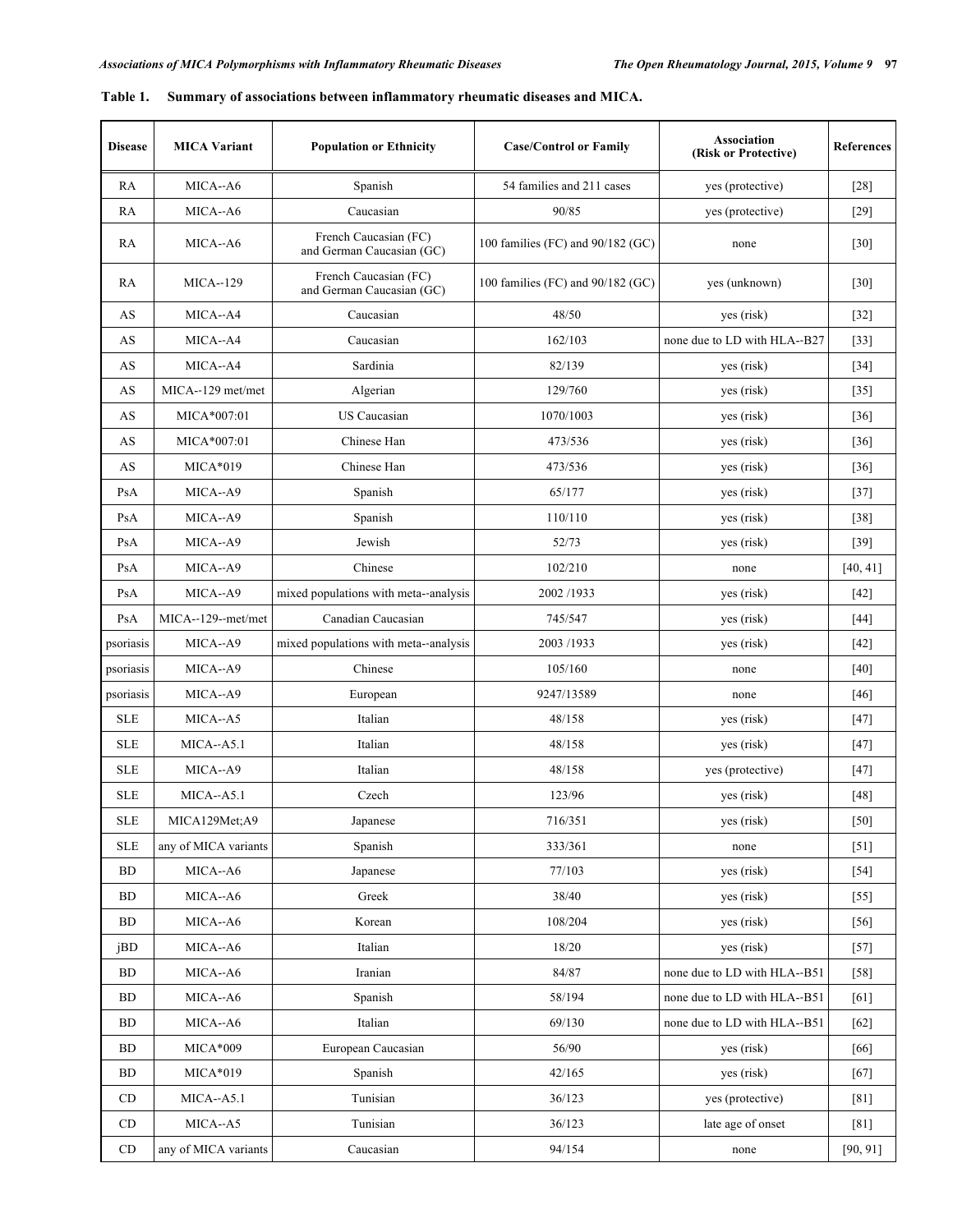**Table 1. Summary of associations between inflammatory rheumatic diseases and MICA.**

| Disease | MICA Variant | Population or Ethnicity | Case/Control or Family | Association (Risk or Protective) | References |
|---|---|---|---|---|---|
| RA | MICA--A6 | Spanish | 54 families and 211 cases | yes (protective) | [28] |
| RA | MICA--A6 | Caucasian | 90/85 | yes (protective) | [29] |
| RA | MICA--A6 | French Caucasian (FC) and German Caucasian (GC) | 100 families (FC) and 90/182 (GC) | none | [30] |
| RA | MICA--129 | French Caucasian (FC) and German Caucasian (GC) | 100 families (FC) and 90/182 (GC) | yes (unknown) | [30] |
| AS | MICA--A4 | Caucasian | 48/50 | yes (risk) | [32] |
| AS | MICA--A4 | Caucasian | 162/103 | none due to LD with HLA--B27 | [33] |
| AS | MICA--A4 | Sardinia | 82/139 | yes (risk) | [34] |
| AS | MICA--129 met/met | Algerian | 129/760 | yes (risk) | [35] |
| AS | MICA*007:01 | US Caucasian | 1070/1003 | yes (risk) | [36] |
| AS | MICA*007:01 | Chinese Han | 473/536 | yes (risk) | [36] |
| AS | MICA*019 | Chinese Han | 473/536 | yes (risk) | [36] |
| PsA | MICA--A9 | Spanish | 65/177 | yes (risk) | [37] |
| PsA | MICA--A9 | Spanish | 110/110 | yes (risk) | [38] |
| PsA | MICA--A9 | Jewish | 52/73 | yes (risk) | [39] |
| PsA | MICA--A9 | Chinese | 102/210 | none | [40, 41] |
| PsA | MICA--A9 | mixed populations with meta--analysis | 2002 /1933 | yes (risk) | [42] |
| PsA | MICA--129--met/met | Canadian Caucasian | 745/547 | yes (risk) | [44] |
| psoriasis | MICA--A9 | mixed populations with meta--analysis | 2003 /1933 | yes (risk) | [42] |
| psoriasis | MICA--A9 | Chinese | 105/160 | none | [40] |
| psoriasis | MICA--A9 | European | 9247/13589 | none | [46] |
| SLE | MICA--A5 | Italian | 48/158 | yes (risk) | [47] |
| SLE | MICA--A5.1 | Italian | 48/158 | yes (risk) | [47] |
| SLE | MICA--A9 | Italian | 48/158 | yes (protective) | [47] |
| SLE | MICA--A5.1 | Czech | 123/96 | yes (risk) | [48] |
| SLE | MICA129Met;A9 | Japanese | 716/351 | yes (risk) | [50] |
| SLE | any of MICA variants | Spanish | 333/361 | none | [51] |
| BD | MICA--A6 | Japanese | 77/103 | yes (risk) | [54] |
| BD | MICA--A6 | Greek | 38/40 | yes (risk) | [55] |
| BD | MICA--A6 | Korean | 108/204 | yes (risk) | [56] |
| jBD | MICA--A6 | Italian | 18/20 | yes (risk) | [57] |
| BD | MICA--A6 | Iranian | 84/87 | none due to LD with HLA--B51 | [58] |
| BD | MICA--A6 | Spanish | 58/194 | none due to LD with HLA--B51 | [61] |
| BD | MICA--A6 | Italian | 69/130 | none due to LD with HLA--B51 | [62] |
| BD | MICA*009 | European Caucasian | 56/90 | yes (risk) | [66] |
| BD | MICA*019 | Spanish | 42/165 | yes (risk) | [67] |
| CD | MICA--A5.1 | Tunisian | 36/123 | yes (protective) | [81] |
| CD | MICA--A5 | Tunisian | 36/123 | late age of onset | [81] |
| CD | any of MICA variants | Caucasian | 94/154 | none | [90, 91] |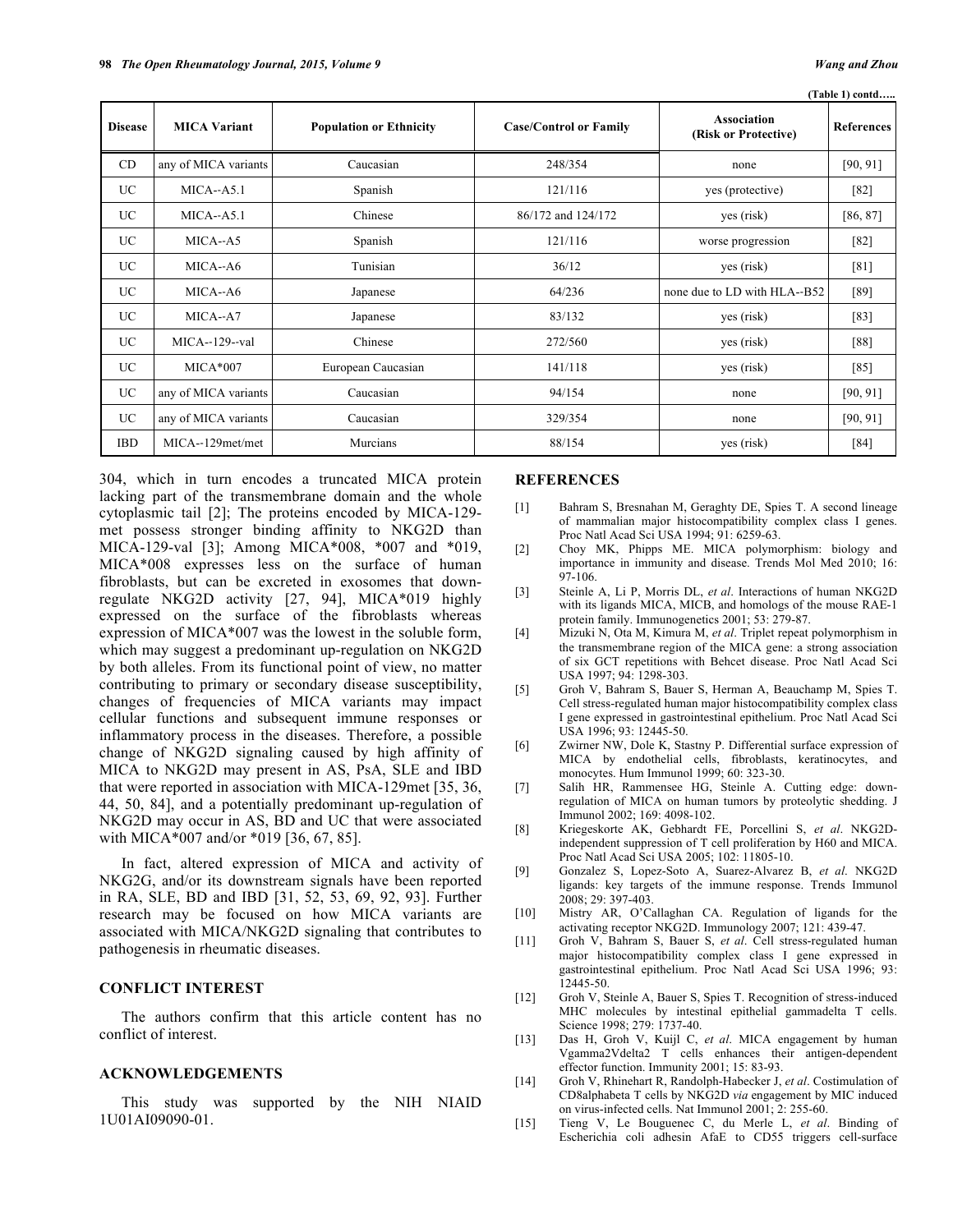(Table 1) contd…..

| Disease | MICA Variant | Population or Ethnicity | Case/Control or Family | Association (Risk or Protective) | References |
|---|---|---|---|---|---|
| CD | any of MICA variants | Caucasian | 248/354 | none | [90, 91] |
| UC | MICA--A5.1 | Spanish | 121/116 | yes (protective) | [82] |
| UC | MICA--A5.1 | Chinese | 86/172 and 124/172 | yes (risk) | [86, 87] |
| UC | MICA--A5 | Spanish | 121/116 | worse progression | [82] |
| UC | MICA--A6 | Tunisian | 36/12 | yes (risk) | [81] |
| UC | MICA--A6 | Japanese | 64/236 | none due to LD with HLA--B52 | [89] |
| UC | MICA--A7 | Japanese | 83/132 | yes (risk) | [83] |
| UC | MICA--129--val | Chinese | 272/560 | yes (risk) | [88] |
| UC | MICA*007 | European Caucasian | 141/118 | yes (risk) | [85] |
| UC | any of MICA variants | Caucasian | 94/154 | none | [90, 91] |
| UC | any of MICA variants | Caucasian | 329/354 | none | [90, 91] |
| IBD | MICA--129met/met | Murcians | 88/154 | yes (risk) | [84] |

304, which in turn encodes a truncated MICA protein lacking part of the transmembrane domain and the whole cytoplasmic tail [2]; The proteins encoded by MICA-129-met possess stronger binding affinity to NKG2D than MICA-129-val [3]; Among MICA*008, *007 and *019, MICA*008 expresses less on the surface of human fibroblasts, but can be excreted in exosomes that down-regulate NKG2D activity [27, 94], MICA*019 highly expressed on the surface of the fibroblasts whereas expression of MICA*007 was the lowest in the soluble form, which may suggest a predominant up-regulation on NKG2D by both alleles. From its functional point of view, no matter contributing to primary or secondary disease susceptibility, changes of frequencies of MICA variants may impact cellular functions and subsequent immune responses or inflammatory process in the diseases. Therefore, a possible change of NKG2D signaling caused by high affinity of MICA to NKG2D may present in AS, PsA, SLE and IBD that were reported in association with MICA-129met [35, 36, 44, 50, 84], and a potentially predominant up-regulation of NKG2D may occur in AS, BD and UC that were associated with MICA*007 and/or *019 [36, 67, 85].

In fact, altered expression of MICA and activity of NKG2G, and/or its downstream signals have been reported in RA, SLE, BD and IBD [31, 52, 53, 69, 92, 93]. Further research may be focused on how MICA variants are associated with MICA/NKG2D signaling that contributes to pathogenesis in rheumatic diseases.

## CONFLICT INTEREST

The authors confirm that this article content has no conflict of interest.

## ACKNOWLEDGEMENTS

This study was supported by the NIH NIAID 1U01AI09090-01.

## REFERENCES

[1] Bahram S, Bresnahan M, Geraghty DE, Spies T. A second lineage of mammalian major histocompatibility complex class I genes. Proc Natl Acad Sci USA 1994; 91: 6259-63.

[2] Choy MK, Phipps ME. MICA polymorphism: biology and importance in immunity and disease. Trends Mol Med 2010; 16: 97-106.

[3] Steinle A, Li P, Morris DL, *et al*. Interactions of human NKG2D with its ligands MICA, MICB, and homologs of the mouse RAE-1 protein family. Immunogenetics 2001; 53: 279-87.

[4] Mizuki N, Ota M, Kimura M, *et al*. Triplet repeat polymorphism in the transmembrane region of the MICA gene: a strong association of six GCT repetitions with Behcet disease. Proc Natl Acad Sci USA 1997; 94: 1298-303.

[5] Groh V, Bahram S, Bauer S, Herman A, Beauchamp M, Spies T. Cell stress-regulated human major histocompatibility complex class I gene expressed in gastrointestinal epithelium. Proc Natl Acad Sci USA 1996; 93: 12445-50.

[6] Zwirner NW, Dole K, Stastny P. Differential surface expression of MICA by endothelial cells, fibroblasts, keratinocytes, and monocytes. Hum Immunol 1999; 60: 323-30.

[7] Salih HR, Rammensee HG, Steinle A. Cutting edge: down-regulation of MICA on human tumors by proteolytic shedding. J Immunol 2002; 169: 4098-102.

[8] Kriegeskorte AK, Gebhardt FE, Porcellini S, *et al*. NKG2D-independent suppression of T cell proliferation by H60 and MICA. Proc Natl Acad Sci USA 2005; 102: 11805-10.

[9] Gonzalez S, Lopez-Soto A, Suarez-Alvarez B, *et al*. NKG2D ligands: key targets of the immune response. Trends Immunol 2008; 29: 397-403.

[10] Mistry AR, O'Callaghan CA. Regulation of ligands for the activating receptor NKG2D. Immunology 2007; 121: 439-47.

[11] Groh V, Bahram S, Bauer S, *et al*. Cell stress-regulated human major histocompatibility complex class I gene expressed in gastrointestinal epithelium. Proc Natl Acad Sci USA 1996; 93: 12445-50.

[12] Groh V, Steinle A, Bauer S, Spies T. Recognition of stress-induced MHC molecules by intestinal epithelial gammadelta T cells. Science 1998; 279: 1737-40.

[13] Das H, Groh V, Kuijl C, *et al*. MICA engagement by human Vgamma2Vdelta2 T cells enhances their antigen-dependent effector function. Immunity 2001; 15: 83-93.

[14] Groh V, Rhinehart R, Randolph-Habecker J, *et al*. Costimulation of CD8alphabeta T cells by NKG2D *via* engagement by MIC induced on virus-infected cells. Nat Immunol 2001; 2: 255-60.

[15] Tieng V, Le Bouguenec C, du Merle L, *et al*. Binding of Escherichia coli adhesin AfaE to CD55 triggers cell-surface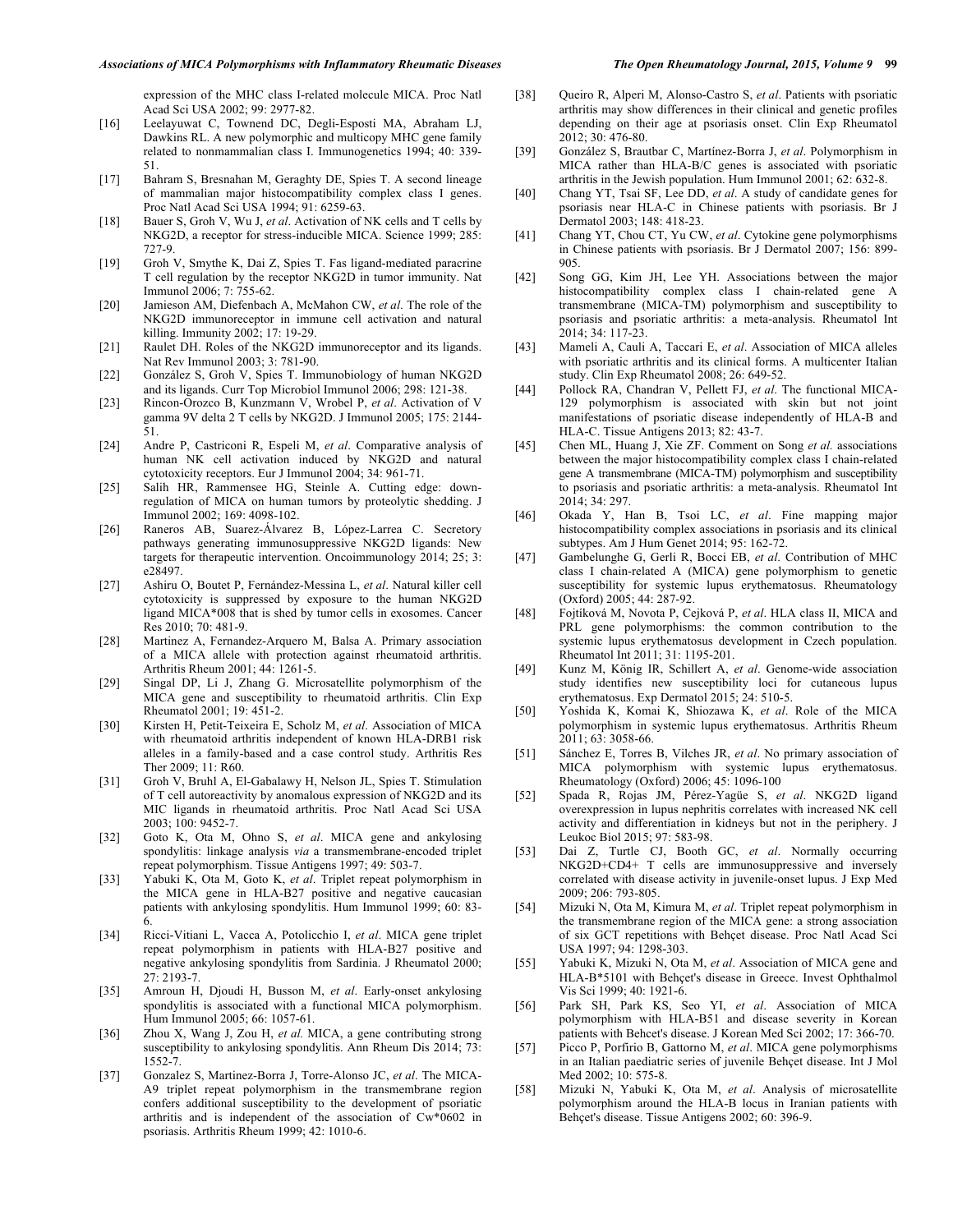expression of the MHC class I-related molecule MICA. Proc Natl Acad Sci USA 2002; 99: 2977-82.

[16] Leelayuwat C, Townend DC, Degli-Esposti MA, Abraham LJ, Dawkins RL. A new polymorphic and multicopy MHC gene family related to nonmammalian class I. Immunogenetics 1994; 40: 339-51.

[17] Bahram S, Bresnahan M, Geraghty DE, Spies T. A second lineage of mammalian major histocompatibility complex class I genes. Proc Natl Acad Sci USA 1994; 91: 6259-63.

[18] Bauer S, Groh V, Wu J, *et al*. Activation of NK cells and T cells by NKG2D, a receptor for stress-inducible MICA. Science 1999; 285: 727-9.

[19] Groh V, Smythe K, Dai Z, Spies T. Fas ligand-mediated paracrine T cell regulation by the receptor NKG2D in tumor immunity. Nat Immunol 2006; 7: 755-62.

[20] Jamieson AM, Diefenbach A, McMahon CW, *et al*. The role of the NKG2D immunoreceptor in immune cell activation and natural killing. Immunity 2002; 17: 19-29.

[21] Raulet DH. Roles of the NKG2D immunoreceptor and its ligands. Nat Rev Immunol 2003; 3: 781-90.

[22] González S, Groh V, Spies T. Immunobiology of human NKG2D and its ligands. Curr Top Microbiol Immunol 2006; 298: 121-38.

[23] Rincon-Orozco B, Kunzmann V, Wrobel P, *et al*. Activation of V gamma 9V delta 2 T cells by NKG2D. J Immunol 2005; 175: 2144-51.

[24] Andre P, Castriconi R, Espeli M, *et al*. Comparative analysis of human NK cell activation induced by NKG2D and natural cytotoxicity receptors. Eur J Immunol 2004; 34: 961-71.

[25] Salih HR, Rammensee HG, Steinle A. Cutting edge: down-regulation of MICA on human tumors by proteolytic shedding. J Immunol 2002; 169: 4098-102.

[26] Raneros AB, Suarez-Álvarez B, López-Larrea C. Secretory pathways generating immunosuppressive NKG2D ligands: New targets for therapeutic intervention. Oncoimmunology 2014; 25; 3: e28497.

[27] Ashiru O, Boutet P, Fernández-Messina L, *et al*. Natural killer cell cytotoxicity is suppressed by exposure to the human NKG2D ligand MICA*008 that is shed by tumor cells in exosomes. Cancer Res 2010; 70: 481-9.

[28] Martinez A, Fernandez-Arquero M, Balsa A. Primary association of a MICA allele with protection against rheumatoid arthritis. Arthritis Rheum 2001; 44: 1261-5.

[29] Singal DP, Li J, Zhang G. Microsatellite polymorphism of the MICA gene and susceptibility to rheumatoid arthritis. Clin Exp Rheumatol 2001; 19: 451-2.

[30] Kirsten H, Petit-Teixeira E, Scholz M, *et al*. Association of MICA with rheumatoid arthritis independent of known HLA-DRB1 risk alleles in a family-based and a case control study. Arthritis Res Ther 2009; 11: R60.

[31] Groh V, Bruhl A, El-Gabalawy H, Nelson JL, Spies T. Stimulation of T cell autoreactivity by anomalous expression of NKG2D and its MIC ligands in rheumatoid arthritis. Proc Natl Acad Sci USA 2003; 100: 9452-7.

[32] Goto K, Ota M, Ohno S, *et al*. MICA gene and ankylosing spondylitis: linkage analysis *via* a transmembrane-encoded triplet repeat polymorphism. Tissue Antigens 1997; 49: 503-7.

[33] Yabuki K, Ota M, Goto K, *et al*. Triplet repeat polymorphism in the MICA gene in HLA-B27 positive and negative caucasian patients with ankylosing spondylitis. Hum Immunol 1999; 60: 83-6.

[34] Ricci-Vitiani L, Vacca A, Potolicchio I, *et al*. MICA gene triplet repeat polymorphism in patients with HLA-B27 positive and negative ankylosing spondylitis from Sardinia. J Rheumatol 2000; 27: 2193-7.

[35] Amroun H, Djoudi H, Busson M, *et al*. Early-onset ankylosing spondylitis is associated with a functional MICA polymorphism. Hum Immunol 2005; 66: 1057-61.

[36] Zhou X, Wang J, Zou H, *et al.* MICA, a gene contributing strong susceptibility to ankylosing spondylitis. Ann Rheum Dis 2014; 73: 1552-7.

[37] Gonzalez S, Martinez-Borra J, Torre-Alonso JC, *et al*. The MICA-A9 triplet repeat polymorphism in the transmembrane region confers additional susceptibility to the development of psoriatic arthritis and is independent of the association of Cw*0602 in psoriasis. Arthritis Rheum 1999; 42: 1010-6.

[38] Queiro R, Alperi M, Alonso-Castro S, *et al*. Patients with psoriatic arthritis may show differences in their clinical and genetic profiles depending on their age at psoriasis onset. Clin Exp Rheumatol 2012; 30: 476-80.

[39] González S, Brautbar C, Martínez-Borra J, *et al*. Polymorphism in MICA rather than HLA-B/C genes is associated with psoriatic arthritis in the Jewish population. Hum Immunol 2001; 62: 632-8.

[40] Chang YT, Tsai SF, Lee DD, *et al*. A study of candidate genes for psoriasis near HLA-C in Chinese patients with psoriasis. Br J Dermatol 2003; 148: 418-23.

[41] Chang YT, Chou CT, Yu CW, *et al*. Cytokine gene polymorphisms in Chinese patients with psoriasis. Br J Dermatol 2007; 156: 899-905.

[42] Song GG, Kim JH, Lee YH. Associations between the major histocompatibility complex class I chain-related gene A transmembrane (MICA-TM) polymorphism and susceptibility to psoriasis and psoriatic arthritis: a meta-analysis. Rheumatol Int 2014; 34: 117-23.

[43] Mameli A, Cauli A, Taccari E, *et al*. Association of MICA alleles with psoriatic arthritis and its clinical forms. A multicenter Italian study. Clin Exp Rheumatol 2008; 26: 649-52.

[44] Pollock RA, Chandran V, Pellett FJ, *et al*. The functional MICA-129 polymorphism is associated with skin but not joint manifestations of psoriatic disease independently of HLA-B and HLA-C. Tissue Antigens 2013; 82: 43-7.

[45] Chen ML, Huang J, Xie ZF. Comment on Song *et al.* associations between the major histocompatibility complex class I chain-related gene A transmembrane (MICA-TM) polymorphism and susceptibility to psoriasis and psoriatic arthritis: a meta-analysis. Rheumatol Int 2014; 34: 297.

[46] Okada Y, Han B, Tsoi LC, *et al*. Fine mapping major histocompatibility complex associations in psoriasis and its clinical subtypes. Am J Hum Genet 2014; 95: 162-72.

[47] Gambelunghe G, Gerli R, Bocci EB, *et al*. Contribution of MHC class I chain-related A (MICA) gene polymorphism to genetic susceptibility for systemic lupus erythematosus. Rheumatology (Oxford) 2005; 44: 287-92.

[48] Fojtíková M, Novota P, Cejková P, *et al*. HLA class II, MICA and PRL gene polymorphisms: the common contribution to the systemic lupus erythematosus development in Czech population. Rheumatol Int 2011; 31: 1195-201.

[49] Kunz M, König IR, Schillert A, *et al*. Genome-wide association study identifies new susceptibility loci for cutaneous lupus erythematosus. Exp Dermatol 2015; 24: 510-5.

[50] Yoshida K, Komai K, Shiozawa K, *et al*. Role of the MICA polymorphism in systemic lupus erythematosus. Arthritis Rheum 2011; 63: 3058-66.

[51] Sánchez E, Torres B, Vilches JR, *et al*. No primary association of MICA polymorphism with systemic lupus erythematosus. Rheumatology (Oxford) 2006; 45: 1096-100

[52] Spada R, Rojas JM, Pérez-Yagüe S, *et al*. NKG2D ligand overexpression in lupus nephritis correlates with increased NK cell activity and differentiation in kidneys but not in the periphery. J Leukoc Biol 2015; 97: 583-98.

[53] Dai Z, Turtle CJ, Booth GC, *et al*. Normally occurring NKG2D+CD4+ T cells are immunosuppressive and inversely correlated with disease activity in juvenile-onset lupus. J Exp Med 2009; 206: 793-805.

[54] Mizuki N, Ota M, Kimura M, *et al*. Triplet repeat polymorphism in the transmembrane region of the MICA gene: a strong association of six GCT repetitions with Behçet disease. Proc Natl Acad Sci USA 1997; 94: 1298-303.

[55] Yabuki K, Mizuki N, Ota M, *et al*. Association of MICA gene and HLA-B*5101 with Behçet's disease in Greece. Invest Ophthalmol Vis Sci 1999; 40: 1921-6.

[56] Park SH, Park KS, Seo YI, *et al*. Association of MICA polymorphism with HLA-B51 and disease severity in Korean patients with Behcet's disease. J Korean Med Sci 2002; 17: 366-70.

[57] Picco P, Porfirio B, Gattorno M, *et al*. MICA gene polymorphisms in an Italian paediatric series of juvenile Behçet disease. Int J Mol Med 2002; 10: 575-8.

[58] Mizuki N, Yabuki K, Ota M, *et al*. Analysis of microsatellite polymorphism around the HLA-B locus in Iranian patients with Behçet's disease. Tissue Antigens 2002; 60: 396-9.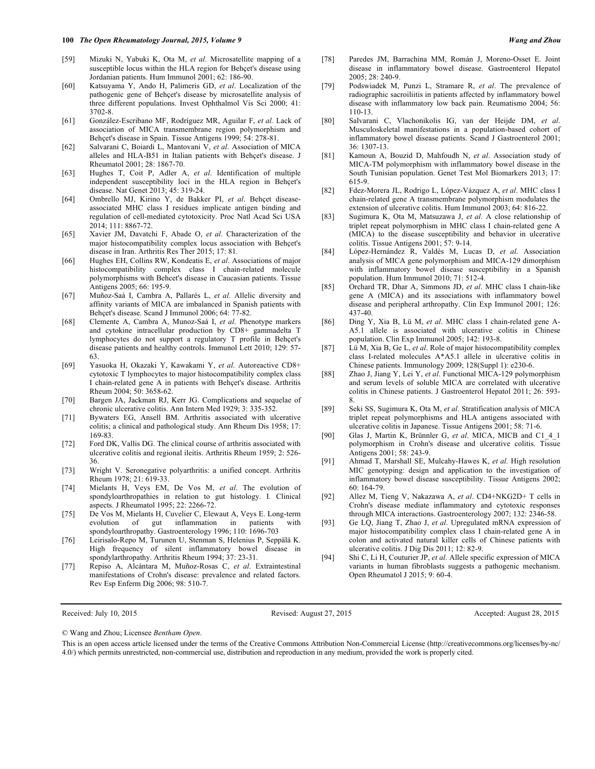[59] Mizuki N, Yabuki K, Ota M, *et al*. Microsatellite mapping of a susceptible locus within the HLA region for Behçet's disease using Jordanian patients. Hum Immunol 2001; 62: 186-90.

[60] Katsuyama Y, Ando H, Palimeris GD, *et al*. Localization of the pathogenic gene of Behçet's disease by microsatellite analysis of three different populations. Invest Ophthalmol Vis Sci 2000; 41: 3702-8.

[61] González-Escribano MF, Rodríguez MR, Aguilar F, *et al.* Lack of association of MICA transmembrane region polymorphism and Behçet's disease in Spain. Tissue Antigens 1999; 54: 278-81.

[62] Salvarani C, Boiardi L, Mantovani V, *et al*. Association of MICA alleles and HLA-B51 in Italian patients with Behçet's disease. J Rheumatol 2001; 28: 1867-70.

[63] Hughes T, Coit P, Adler A, *et al*. Identification of multiple independent susceptibility loci in the HLA region in Behçet's disease. Nat Genet 2013; 45: 319-24.

[64] Ombrello MJ, Kirino Y, de Bakker PI, *et al*. Behçet disease-associated MHC class I residues implicate antigen binding and regulation of cell-mediated cytotoxicity. Proc Natl Acad Sci USA 2014; 111: 8867-72.

[65] Xavier JM, Davatchi F, Abade O, *et al*. Characterization of the major histocompatibility complex locus association with Behçet's disease in Iran. Arthritis Res Ther 2015; 17: 81.

[66] Hughes EH, Collins RW, Kondeatis E, *et al*. Associations of major histocompatibility complex class I chain-related molecule polymorphisms with Behcet's disease in Caucasian patients. Tissue Antigens 2005; 66: 195-9.

[67] Muñoz-Saá I, Cambra A, Pallarés L, *et al*. Allelic diversity and affinity variants of MICA are imbalanced in Spanish patients with Behçet's disease. Scand J Immunol 2006; 64: 77-82.

[68] Clemente A, Cambra A, Munoz-Saá I, *et al*. Phenotype markers and cytokine intracellular production by CD8+ gammadelta T lymphocytes do not support a regulatory T profile in Behçet's disease patients and healthy controls. Immunol Lett 2010; 129: 57-63.

[69] Yasuoka H, Okazaki Y, Kawakami Y, *et al*. Autoreactive CD8+ cytotoxic T lymphocytes to major histocompatibility complex class I chain-related gene A in patients with Behçet's disease. Arthritis Rheum 2004; 50: 3658-62.

[70] Bargen JA, Jackman RJ, Kerr JG. Complications and sequelae of chronic ulcerative colitis. Ann Intern Med 1929; 3: 335-352.

[71] Bywaters EG, Ansell BM. Arthritis associated with ulcerative colitis; a clinical and pathological study. Ann Rheum Dis 1958; 17: 169-83.

[72] Ford DK, Vallis DG. The clinical course of arthritis associated with ulcerative colitis and regional ileitis. Arthritis Rheum 1959; 2: 526-36.

[73] Wright V. Seronegative polyarthritis: a unified concept. Arthritis Rheum 1978; 21: 619-33.

[74] Mielants H, Veys EM, De Vos M, *et al*. The evolution of spondyloarthropathies in relation to gut histology. I. Clinical aspects. J Rheumatol 1995; 22: 2266-72.

[75] De Vos M, Mielants H, Cuvelier C, Elewaut A, Veys E. Long-term evolution of gut inflammation in patients with spondyloarthropathy. Gastroenterology 1996; 110: 1696-703

[76] Leirisalo-Repo M, Turunen U, Stenman S, Helenius P, Seppälä K. High frequency of silent inflammatory bowel disease in spondylarthropathy. Arthritis Rheum 1994; 37: 23-31.

[77] Repiso A, Alcántara M, Muñoz-Rosas C, *et al*. Extraintestinal manifestations of Crohn's disease: prevalence and related factors. Rev Esp Enferm Dig 2006; 98: 510-7.

[78] Paredes JM, Barrachina MM, Román J, Moreno-Osset E. Joint disease in inflammatory bowel disease. Gastroenterol Hepatol 2005; 28: 240-9.

[79] Podswiadek M, Punzi L, Stramare R, *et al*. The prevalence of radiographic sacroiliitis in patients affected by inflammatory bowel disease with inflammatory low back pain. Reumatismo 2004; 56: 110-13.

[80] Salvarani C, Vlachonikolis IG, van der Heijde DM, *et al*. Musculoskeletal manifestations in a population-based cohort of inflammatory bowel disease patients. Scand J Gastroenterol 2001; 36: 1307-13.

[81] Kamoun A, Bouzid D, Mahfoudh N, *et al*. Association study of MICA-TM polymorphism with inflammatory bowel disease in the South Tunisian population. Genet Test Mol Biomarkers 2013; 17: 615-9.

[82] Fdez-Morera JL, Rodrigo L, López-Vázquez A, *et al*. MHC class I chain-related gene A transmembrane polymorphism modulates the extension of ulcerative colitis. Hum Immunol 2003; 64: 816-22.

[83] Sugimura K, Ota M, Matsuzawa J, *et al*. A close relationship of triplet repeat polymorphism in MHC class I chain-related gene A (MICA) to the disease susceptibility and behavior in ulcerative colitis. Tissue Antigens 2001; 57: 9-14.

[84] López-Hernández R, Valdés M, Lucas D, *et al*. Association analysis of MICA gene polymorphism and MICA-129 dimorphism with inflammatory bowel disease susceptibility in a Spanish population. Hum Immunol 2010; 71: 512-4.

[85] Orchard TR, Dhar A, Simmons JD, *et al*. MHC class I chain-like gene A (MICA) and its associations with inflammatory bowel disease and peripheral arthropathy. Clin Exp Immunol 2001; 126: 437-40.

[86] Ding Y, Xia B, Lü M, *et al*. MHC class I chain-related gene A-A5.1 allele is associated with ulcerative colitis in Chinese population. Clin Exp Immunol 2005; 142: 193-8.

[87] Lü M, Xia B, Ge L, *et al*. Role of major histocompatibility complex class I-related molecules A*A5.1 allele in ulcerative colitis in Chinese patients. Immunology 2009; 128(Suppl 1): e230-6.

[88] Zhao J, Jiang Y, Lei Y, *et al*. Functional MICA-129 polymorphism and serum levels of soluble MICA are correlated with ulcerative colitis in Chinese patients. J Gastroenterol Hepatol 2011; 26: 593-8.

[89] Seki SS, Sugimura K, Ota M, *et al*. Stratification analysis of MICA triplet repeat polymorphisms and HLA antigens associated with ulcerative colitis in Japanese. Tissue Antigens 2001; 58: 71-6.

[90] Glas J, Martin K, Brünnler G, *et al*. MICA, MICB and C1_4_1 polymorphism in Crohn's disease and ulcerative colitis. Tissue Antigens 2001; 58: 243-9.

[91] Ahmad T, Marshall SE, Mulcahy-Hawes K, *et al.* High resolution MIC genotyping: design and application to the investigation of inflammatory bowel disease susceptibility. Tissue Antigens 2002; 60: 164-79.

[92] Allez M, Tieng V, Nakazawa A, *et al*. CD4+NKG2D+ T cells in Crohn's disease mediate inflammatory and cytotoxic responses through MICA interactions. Gastroenterology 2007; 132: 2346-58.

[93] Ge LQ, Jiang T, Zhao J, *et al*. Upregulated mRNA expression of major histocompatibility complex class I chain-related gene A in colon and activated natural killer cells of Chinese patients with ulcerative colitis. J Dig Dis 2011; 12: 82-9.

[94] Shi C, Li H, Couturier JP, *et al*. Allele specific expression of MICA variants in human fibroblasts suggests a pathogenic mechanism. Open Rheumatol J 2015; 9: 60-4.

Received: July 10, 2015 Revised: August 27, 2015 Accepted: August 28, 2015

© Wang and Zhou; Licensee *Bentham Open*.

This is an open access article licensed under the terms of the Creative Commons Attribution Non-Commercial License (http://creativecommons.org/licenses/by-nc/4.0/) which permits unrestricted, non-commercial use, distribution and reproduction in any medium, provided the work is properly cited.